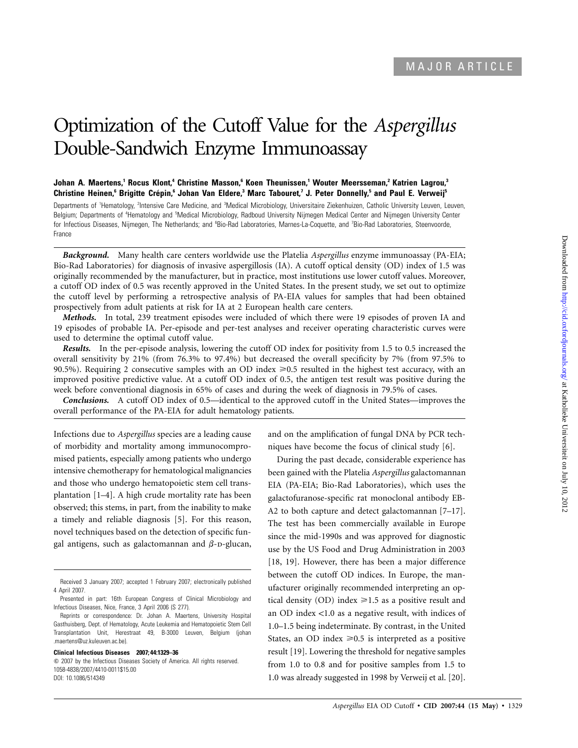MAJOR ARTICLE

# Optimization of the Cutoff Value for the *Aspergillus* Double-Sandwich Enzyme Immunoassay

**Johan A. Maertens,[1] Rocus Klont,[4] Christine Masson,[6] Koen Theunissen,[1] Wouter Meersseman,[2] Katrien Lagrou,[3] Christine Heinen,[6] Brigitte Crépin,[6] Johan Van Eldere,[3] Marc Tabouret,[7] J. Peter Donnelly,[5] and Paul E. Verweij[5]**

Departments of [1]Hematology, [2]Intensive Care Medicine, and [3]Medical Microbiology, Universitaire Ziekenhuizen, Catholic University Leuven, Leuven, Belgium; Departments of [4]Hematology and [5]Medical Microbiology, Radboud University Nijmegen Medical Center and Nijmegen University Center for Infectious Diseases, Nijmegen, The Netherlands; and [6]Bio-Rad Laboratories, Marnes-La-Coquette, and [7]Bio-Rad Laboratories, Steenvoorde, France

***Background.*** Many health care centers worldwide use the Platelia *Aspergillus* enzyme immunoassay (PA-EIA; Bio-Rad Laboratories) for diagnosis of invasive aspergillosis (IA). A cutoff optical density (OD) index of 1.5 was originally recommended by the manufacturer, but in practice, most institutions use lower cutoff values. Moreover, a cutoff OD index of 0.5 was recently approved in the United States. In the present study, we set out to optimize the cutoff level by performing a retrospective analysis of PA-EIA values for samples that had been obtained prospectively from adult patients at risk for IA at 2 European health care centers.

***Methods.*** In total, 239 treatment episodes were included of which there were 19 episodes of proven IA and 19 episodes of probable IA. Per-episode and per-test analyses and receiver operating characteristic curves were used to determine the optimal cutoff value.

***Results.*** In the per-episode analysis, lowering the cutoff OD index for positivity from 1.5 to 0.5 increased the overall sensitivity by 21% (from 76.3% to 97.4%) but decreased the overall specificity by 7% (from 97.5% to 90.5%). Requiring 2 consecutive samples with an OD index $\geqslant$0.5 resulted in the highest test accuracy, with an improved positive predictive value. At a cutoff OD index of 0.5, the antigen test result was positive during the week before conventional diagnosis in 65% of cases and during the week of diagnosis in 79.5% of cases.

***Conclusions.*** A cutoff OD index of 0.5—identical to the approved cutoff in the United States—improves the overall performance of the PA-EIA for adult hematology patients.

Infections due to *Aspergillus* species are a leading cause of morbidity and mortality among immunocompromised patients, especially among patients who undergo intensive chemotherapy for hematological malignancies and those who undergo hematopoietic stem cell transplantation [1–4]. A high crude mortality rate has been observed; this stems, in part, from the inability to make a timely and reliable diagnosis [5]. For this reason, novel techniques based on the detection of specific fungal antigens, such as galactomannan and $\beta$-D-glucan, and on the amplification of fungal DNA by PCR techniques have become the focus of clinical study [6].

During the past decade, considerable experience has been gained with the Platelia *Aspergillus* galactomannan EIA (PA-EIA; Bio-Rad Laboratories), which uses the galactofuranose-specific rat monoclonal antibody EB-A2 to both capture and detect galactomannan [7–17]. The test has been commercially available in Europe since the mid-1990s and was approved for diagnostic use by the US Food and Drug Administration in 2003 [18, 19]. However, there has been a major difference between the cutoff OD indices. In Europe, the manufacturer originally recommended interpreting an optical density (OD) index $\geqslant$1.5 as a positive result and an OD index <1.0 as a negative result, with indices of 1.0–1.5 being indeterminate. By contrast, in the United States, an OD index $\geqslant$0.5 is interpreted as a positive result [19]. Lowering the threshold for negative samples from 1.0 to 0.8 and for positive samples from 1.5 to 1.0 was already suggested in 1998 by Verweij et al. [20].

Received 3 January 2007; accepted 1 February 2007; electronically published 4 April 2007.

Presented in part: 16th European Congress of Clinical Microbiology and Infectious Diseases, Nice, France, 3 April 2006 (S 277).

Reprints or correspondence: Dr. Johan A. Maertens, University Hospital Gasthuisberg, Dept. of Hematology, Acute Leukemia and Hematopoietic Stem Cell Transplantation Unit, Herestraat 49, B-3000 Leuven, Belgium (johan.maertens@uz.kuleuven.ac.be).

**Clinical Infectious Diseases 2007; 44:1329–36**

© 2007 by the Infectious Diseases Society of America. All rights reserved. 1058-4838/2007/4410-0011$15.00

DOI: 10.1086/514349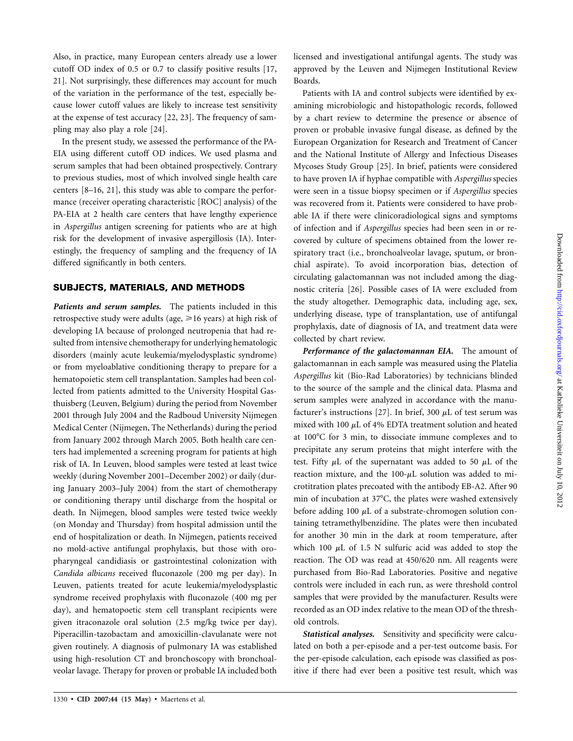Also, in practice, many European centers already use a lower cutoff OD index of 0.5 or 0.7 to classify positive results [17, 21]. Not surprisingly, these differences may account for much of the variation in the performance of the test, especially because lower cutoff values are likely to increase test sensitivity at the expense of test accuracy [22, 23]. The frequency of sampling may also play a role [24].

In the present study, we assessed the performance of the PA-EIA using different cutoff OD indices. We used plasma and serum samples that had been obtained prospectively. Contrary to previous studies, most of which involved single health care centers [8–16, 21], this study was able to compare the performance (receiver operating characteristic [ROC] analysis) of the PA-EIA at 2 health care centers that have lengthy experience in *Aspergillus* antigen screening for patients who are at high risk for the development of invasive aspergillosis (IA). Interestingly, the frequency of sampling and the frequency of IA differed significantly in both centers.

## SUBJECTS, MATERIALS, AND METHODS

***Patients and serum samples.*** The patients included in this retrospective study were adults (age, ⩾16 years) at high risk of developing IA because of prolonged neutropenia that had resulted from intensive chemotherapy for underlying hematologic disorders (mainly acute leukemia/myelodysplastic syndrome) or from myeloablative conditioning therapy to prepare for a hematopoietic stem cell transplantation. Samples had been collected from patients admitted to the University Hospital Gasthuisberg (Leuven, Belgium) during the period from November 2001 through July 2004 and the Radboud University Nijmegen Medical Center (Nijmegen, The Netherlands) during the period from January 2002 through March 2005. Both health care centers had implemented a screening program for patients at high risk of IA. In Leuven, blood samples were tested at least twice weekly (during November 2001–December 2002) or daily (during January 2003–July 2004) from the start of chemotherapy or conditioning therapy until discharge from the hospital or death. In Nijmegen, blood samples were tested twice weekly (on Monday and Thursday) from hospital admission until the end of hospitalization or death. In Nijmegen, patients received no mold-active antifungal prophylaxis, but those with oropharyngeal candidiasis or gastrointestinal colonization with *Candida albicans* received fluconazole (200 mg per day). In Leuven, patients treated for acute leukemia/myelodysplastic syndrome received prophylaxis with fluconazole (400 mg per day), and hematopoetic stem cell transplant recipients were given itraconazole oral solution (2.5 mg/kg twice per day). Piperacillin-tazobactam and amoxicillin-clavulanate were not given routinely. A diagnosis of pulmonary IA was established using high-resolution CT and bronchoscopy with bronchoalveolar lavage. Therapy for proven or probable IA included both licensed and investigational antifungal agents. The study was approved by the Leuven and Nijmegen Institutional Review Boards.

Patients with IA and control subjects were identified by examining microbiologic and histopathologic records, followed by a chart review to determine the presence or absence of proven or probable invasive fungal disease, as defined by the European Organization for Research and Treatment of Cancer and the National Institute of Allergy and Infectious Diseases Mycoses Study Group [25]. In brief, patients were considered to have proven IA if hyphae compatible with *Aspergillus* species were seen in a tissue biopsy specimen or if *Aspergillus* species was recovered from it. Patients were considered to have probable IA if there were clinicoradiological signs and symptoms of infection and if *Aspergillus* species had been seen in or recovered by culture of specimens obtained from the lower respiratory tract (i.e., bronchoalveolar lavage, sputum, or bronchial aspirate). To avoid incorporation bias, detection of circulating galactomannan was not included among the diagnostic criteria [26]. Possible cases of IA were excluded from the study altogether. Demographic data, including age, sex, underlying disease, type of transplantation, use of antifungal prophylaxis, date of diagnosis of IA, and treatment data were collected by chart review.

***Performance of the galactomannan EIA.*** The amount of galactomannan in each sample was measured using the Platelia *Aspergillus* kit (Bio-Rad Laboratories) by technicians blinded to the source of the sample and the clinical data. Plasma and serum samples were analyzed in accordance with the manufacturer's instructions [27]. In brief, 300 $\mu$L of test serum was mixed with 100 $\mu$L of 4% EDTA treatment solution and heated at 100°C for 3 min, to dissociate immune complexes and to precipitate any serum proteins that might interfere with the test. Fifty $\mu$L of the supernatant was added to 50 $\mu$L of the reaction mixture, and the 100-$\mu$L solution was added to microtitration plates precoated with the antibody EB-A2. After 90 min of incubation at 37°C, the plates were washed extensively before adding 100 $\mu$L of a substrate-chromogen solution containing tetramethylbenzidine. The plates were then incubated for another 30 min in the dark at room temperature, after which 100 $\mu$L of 1.5 N sulfuric acid was added to stop the reaction. The OD was read at 450/620 nm. All reagents were purchased from Bio-Rad Laboratories. Positive and negative controls were included in each run, as were threshold control samples that were provided by the manufacturer. Results were recorded as an OD index relative to the mean OD of the threshold controls.

***Statistical analyses.*** Sensitivity and specificity were calculated on both a per-episode and a per-test outcome basis. For the per-episode calculation, each episode was classified as positive if there had ever been a positive test result, which was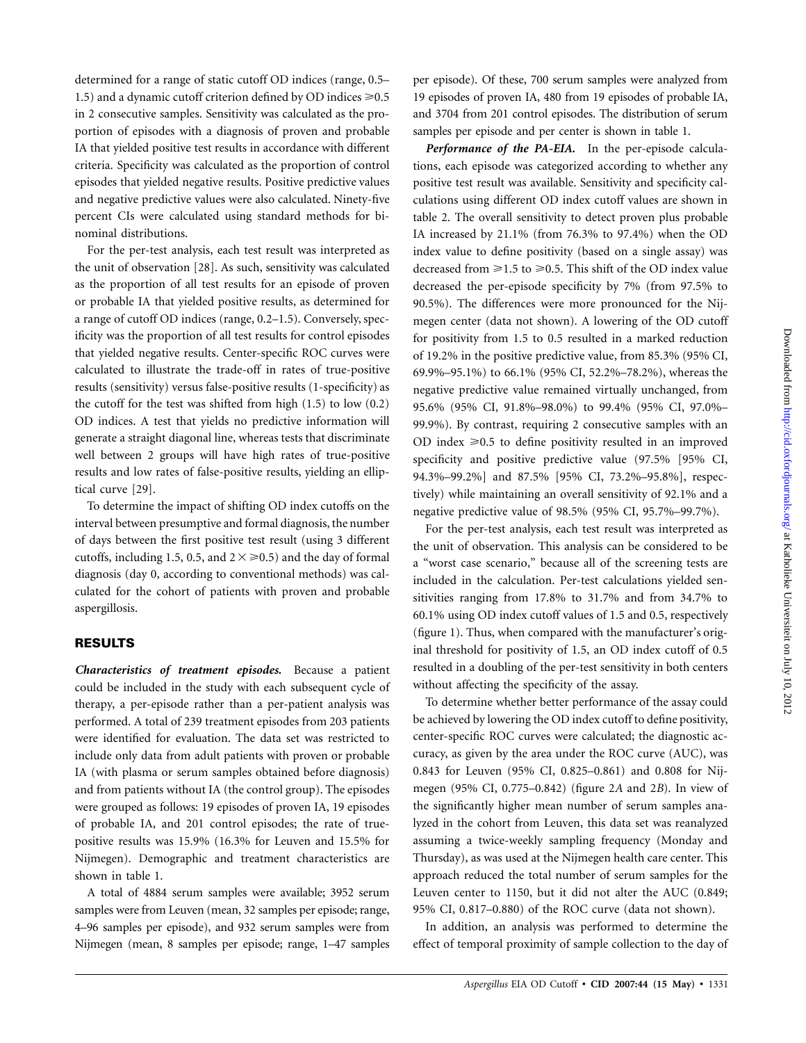determined for a range of static cutoff OD indices (range, 0.5–1.5) and a dynamic cutoff criterion defined by OD indices ⩾0.5 in 2 consecutive samples. Sensitivity was calculated as the proportion of episodes with a diagnosis of proven and probable IA that yielded positive test results in accordance with different criteria. Specificity was calculated as the proportion of control episodes that yielded negative results. Positive predictive values and negative predictive values were also calculated. Ninety-five percent CIs were calculated using standard methods for binominal distributions.

For the per-test analysis, each test result was interpreted as the unit of observation [28]. As such, sensitivity was calculated as the proportion of all test results for an episode of proven or probable IA that yielded positive results, as determined for a range of cutoff OD indices (range, 0.2–1.5). Conversely, specificity was the proportion of all test results for control episodes that yielded negative results. Center-specific ROC curves were calculated to illustrate the trade-off in rates of true-positive results (sensitivity) versus false-positive results (1-specificity) as the cutoff for the test was shifted from high (1.5) to low (0.2) OD indices. A test that yields no predictive information will generate a straight diagonal line, whereas tests that discriminate well between 2 groups will have high rates of true-positive results and low rates of false-positive results, yielding an elliptical curve [29].

To determine the impact of shifting OD index cutoffs on the interval between presumptive and formal diagnosis, the number of days between the first positive test result (using 3 different cutoffs, including 1.5, 0.5, and 2 × ⩾0.5) and the day of formal diagnosis (day 0, according to conventional methods) was calculated for the cohort of patients with proven and probable aspergillosis.

## RESULTS

***Characteristics of treatment episodes.*** Because a patient could be included in the study with each subsequent cycle of therapy, a per-episode rather than a per-patient analysis was performed. A total of 239 treatment episodes from 203 patients were identified for evaluation. The data set was restricted to include only data from adult patients with proven or probable IA (with plasma or serum samples obtained before diagnosis) and from patients without IA (the control group). The episodes were grouped as follows: 19 episodes of proven IA, 19 episodes of probable IA, and 201 control episodes; the rate of true-positive results was 15.9% (16.3% for Leuven and 15.5% for Nijmegen). Demographic and treatment characteristics are shown in table 1.

A total of 4884 serum samples were available; 3952 serum samples were from Leuven (mean, 32 samples per episode; range, 4–96 samples per episode), and 932 serum samples were from Nijmegen (mean, 8 samples per episode; range, 1–47 samples per episode). Of these, 700 serum samples were analyzed from 19 episodes of proven IA, 480 from 19 episodes of probable IA, and 3704 from 201 control episodes. The distribution of serum samples per episode and per center is shown in table 1.

***Performance of the PA-EIA.*** In the per-episode calculations, each episode was categorized according to whether any positive test result was available. Sensitivity and specificity calculations using different OD index cutoff values are shown in table 2. The overall sensitivity to detect proven plus probable IA increased by 21.1% (from 76.3% to 97.4%) when the OD index value to define positivity (based on a single assay) was decreased from ⩾1.5 to ⩾0.5. This shift of the OD index value decreased the per-episode specificity by 7% (from 97.5% to 90.5%). The differences were more pronounced for the Nijmegen center (data not shown). A lowering of the OD cutoff for positivity from 1.5 to 0.5 resulted in a marked reduction of 19.2% in the positive predictive value, from 85.3% (95% CI, 69.9%–95.1%) to 66.1% (95% CI, 52.2%–78.2%), whereas the negative predictive value remained virtually unchanged, from 95.6% (95% CI, 91.8%–98.0%) to 99.4% (95% CI, 97.0%–99.9%). By contrast, requiring 2 consecutive samples with an OD index ⩾0.5 to define positivity resulted in an improved specificity and positive predictive value (97.5% [95% CI, 94.3%–99.2%] and 87.5% [95% CI, 73.2%–95.8%], respectively) while maintaining an overall sensitivity of 92.1% and a negative predictive value of 98.5% (95% CI, 95.7%–99.7%).

For the per-test analysis, each test result was interpreted as the unit of observation. This analysis can be considered to be a "worst case scenario," because all of the screening tests are included in the calculation. Per-test calculations yielded sensitivities ranging from 17.8% to 31.7% and from 34.7% to 60.1% using OD index cutoff values of 1.5 and 0.5, respectively (figure 1). Thus, when compared with the manufacturer's original threshold for positivity of 1.5, an OD index cutoff of 0.5 resulted in a doubling of the per-test sensitivity in both centers without affecting the specificity of the assay.

To determine whether better performance of the assay could be achieved by lowering the OD index cutoff to define positivity, center-specific ROC curves were calculated; the diagnostic accuracy, as given by the area under the ROC curve (AUC), was 0.843 for Leuven (95% CI, 0.825–0.861) and 0.808 for Nijmegen (95% CI, 0.775–0.842) (figure 2*A* and 2*B*). In view of the significantly higher mean number of serum samples analyzed in the cohort from Leuven, this data set was reanalyzed assuming a twice-weekly sampling frequency (Monday and Thursday), as was used at the Nijmegen health care center. This approach reduced the total number of serum samples for the Leuven center to 1150, but it did not alter the AUC (0.849; 95% CI, 0.817–0.880) of the ROC curve (data not shown).

In addition, an analysis was performed to determine the effect of temporal proximity of sample collection to the day of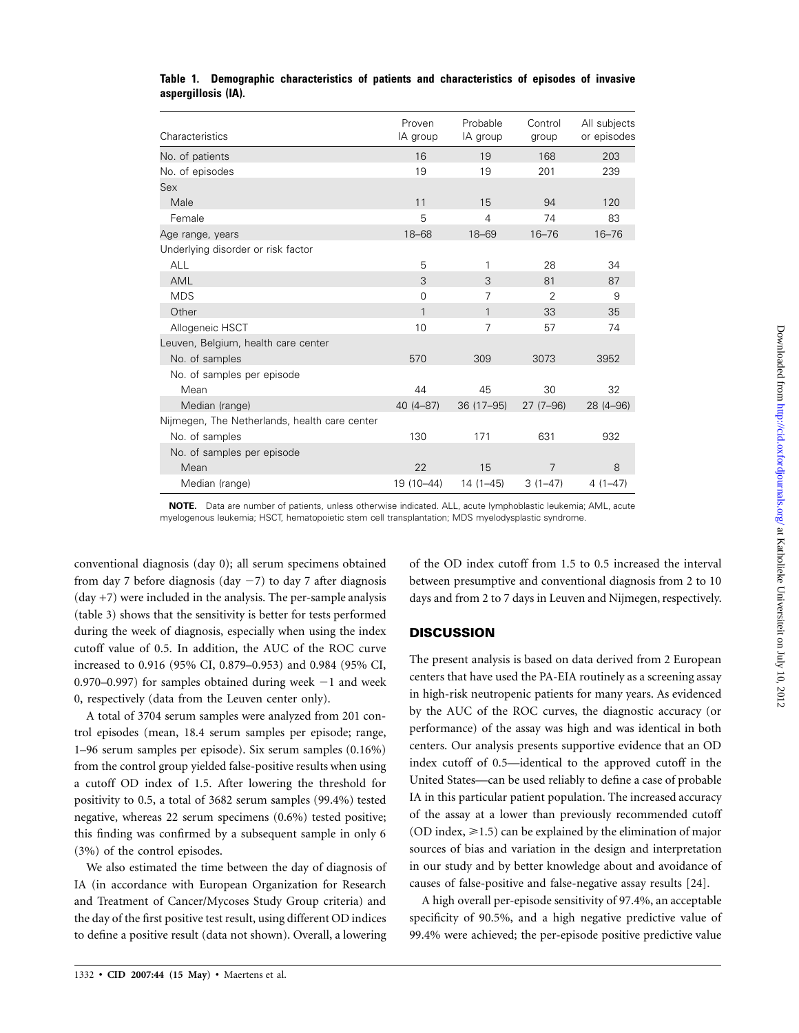**Table 1. Demographic characteristics of patients and characteristics of episodes of invasive aspergillosis (IA).**

| Characteristics | Proven IA group | Probable IA group | Control group | All subjects or episodes |
|---|---|---|---|---|
| No. of patients | 16 | 19 | 168 | 203 |
| No. of episodes | 19 | 19 | 201 | 239 |
| Sex | | | | |
| Male | 11 | 15 | 94 | 120 |
| Female | 5 | 4 | 74 | 83 |
| Age range, years | 18–68 | 18–69 | 16–76 | 16–76 |
| Underlying disorder or risk factor | | | | |
| ALL | 5 | 1 | 28 | 34 |
| AML | 3 | 3 | 81 | 87 |
| MDS | 0 | 7 | 2 | 9 |
| Other | 1 | 1 | 33 | 35 |
| Allogeneic HSCT | 10 | 7 | 57 | 74 |
| Leuven, Belgium, health care center | | | | |
| No. of samples | 570 | 309 | 3073 | 3952 |
| No. of samples per episode | | | | |
| Mean | 44 | 45 | 30 | 32 |
| Median (range) | 40 (4–87) | 36 (17–95) | 27 (7–96) | 28 (4–96) |
| Nijmegen, The Netherlands, health care center | | | | |
| No. of samples | 130 | 171 | 631 | 932 |
| No. of samples per episode | | | | |
| Mean | 22 | 15 | 7 | 8 |
| Median (range) | 19 (10–44) | 14 (1–45) | 3 (1–47) | 4 (1–47) |

**NOTE.** Data are number of patients, unless otherwise indicated. ALL, acute lymphoblastic leukemia; AML, acute myelogenous leukemia; HSCT, hematopoietic stem cell transplantation; MDS myelodysplastic syndrome.

conventional diagnosis (day 0); all serum specimens obtained from day 7 before diagnosis (day −7) to day 7 after diagnosis (day +7) were included in the analysis. The per-sample analysis (table 3) shows that the sensitivity is better for tests performed during the week of diagnosis, especially when using the index cutoff value of 0.5. In addition, the AUC of the ROC curve increased to 0.916 (95% CI, 0.879–0.953) and 0.984 (95% CI, 0.970–0.997) for samples obtained during week −1 and week 0, respectively (data from the Leuven center only).

A total of 3704 serum samples were analyzed from 201 control episodes (mean, 18.4 serum samples per episode; range, 1–96 serum samples per episode). Six serum samples (0.16%) from the control group yielded false-positive results when using a cutoff OD index of 1.5. After lowering the threshold for positivity to 0.5, a total of 3682 serum samples (99.4%) tested negative, whereas 22 serum specimens (0.6%) tested positive; this finding was confirmed by a subsequent sample in only 6 (3%) of the control episodes.

We also estimated the time between the day of diagnosis of IA (in accordance with European Organization for Research and Treatment of Cancer/Mycoses Study Group criteria) and the day of the first positive test result, using different OD indices to define a positive result (data not shown). Overall, a lowering of the OD index cutoff from 1.5 to 0.5 increased the interval between presumptive and conventional diagnosis from 2 to 10 days and from 2 to 7 days in Leuven and Nijmegen, respectively.

## DISCUSSION

The present analysis is based on data derived from 2 European centers that have used the PA-EIA routinely as a screening assay in high-risk neutropenic patients for many years. As evidenced by the AUC of the ROC curves, the diagnostic accuracy (or performance) of the assay was high and was identical in both centers. Our analysis presents supportive evidence that an OD index cutoff of 0.5—identical to the approved cutoff in the United States—can be used reliably to define a case of probable IA in this particular patient population. The increased accuracy of the assay at a lower than previously recommended cutoff (OD index, ⩾1.5) can be explained by the elimination of major sources of bias and variation in the design and interpretation in our study and by better knowledge about and avoidance of causes of false-positive and false-negative assay results [24].

A high overall per-episode sensitivity of 97.4%, an acceptable specificity of 90.5%, and a high negative predictive value of 99.4% were achieved; the per-episode positive predictive value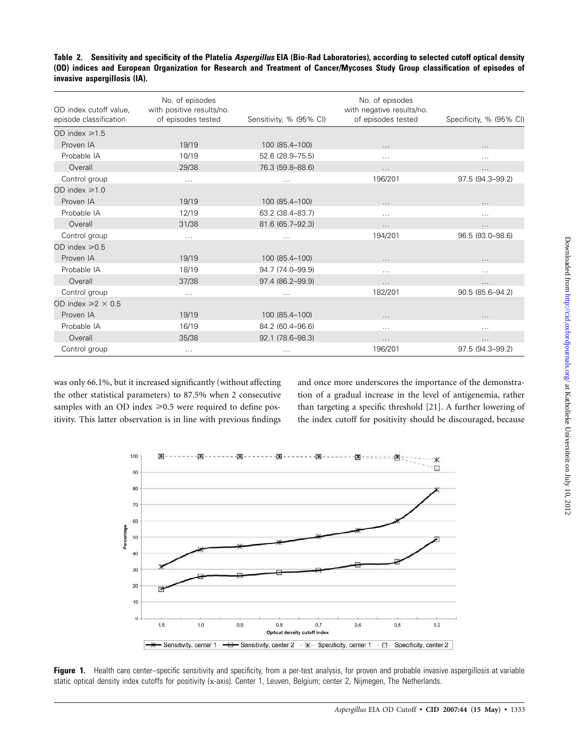**Table 2. Sensitivity and specificity of the Platelia *Aspergillus* EIA (Bio-Rad Laboratories), according to selected cutoff optical density (OD) indices and European Organization for Research and Treatment of Cancer/Mycoses Study Group classification of episodes of invasive aspergillosis (IA).**

| OD index cutoff value, episode classification | No. of episodes with positive results/no. of episodes tested | Sensitivity, % (95% CI) | No. of episodes with negative results/no. of episodes tested | Specificity, % (95% CI) |
|---|---|---|---|---|
| OD index ≥1.5 | | | | |
| Proven IA | 19/19 | 100 (85.4–100) | … | … |
| Probable IA | 10/19 | 52.6 (28.9–75.5) | … | … |
| Overall | 29/38 | 76.3 (59.8–88.6) | … | … |
| Control group | … | … | 196/201 | 97.5 (94.3–99.2) |
| OD index ≥1.0 | | | | |
| Proven IA | 19/19 | 100 (85.4–100) | … | … |
| Probable IA | 12/19 | 63.2 (38.4–83.7) | … | … |
| Overall | 31/38 | 81.6 (65.7–92.3) | … | … |
| Control group | … | … | 194/201 | 96.5 (93.0–98.6) |
| OD index ≥0.5 | | | | |
| Proven IA | 19/19 | 100 (85.4–100) | … | … |
| Probable IA | 18/19 | 94.7 (74.0–99.9) | … | … |
| Overall | 37/38 | 97.4 (86.2–99.9) | … | … |
| Control group | … | … | 182/201 | 90.5 (85.6–94.2) |
| OD index ≥2 × 0.5 | | | | |
| Proven IA | 19/19 | 100 (85.4–100) | … | … |
| Probable IA | 16/19 | 84.2 (60.4–96.6) | … | … |
| Overall | 35/38 | 92.1 (78.6–98.3) | … | … |
| Control group | … | … | 196/201 | 97.5 (94.3–99.2) |

was only 66.1%, but it increased significantly (without affecting the other statistical parameters) to 87.5% when 2 consecutive samples with an OD index ≥0.5 were required to define positivity. This latter observation is in line with previous findings and once more underscores the importance of the demonstration of a gradual increase in the level of antigenemia, rather than targeting a specific threshold [21]. A further lowering of the index cutoff for positivity should be discouraged, because

**Figure 1.** Health care center–specific sensitivity and specificity, from a per-test analysis, for proven and probable invasive aspergillosis at variable static optical density index cutoffs for positivity (x-axis). Center 1, Leuven, Belgium; center 2, Nijmegen, The Netherlands.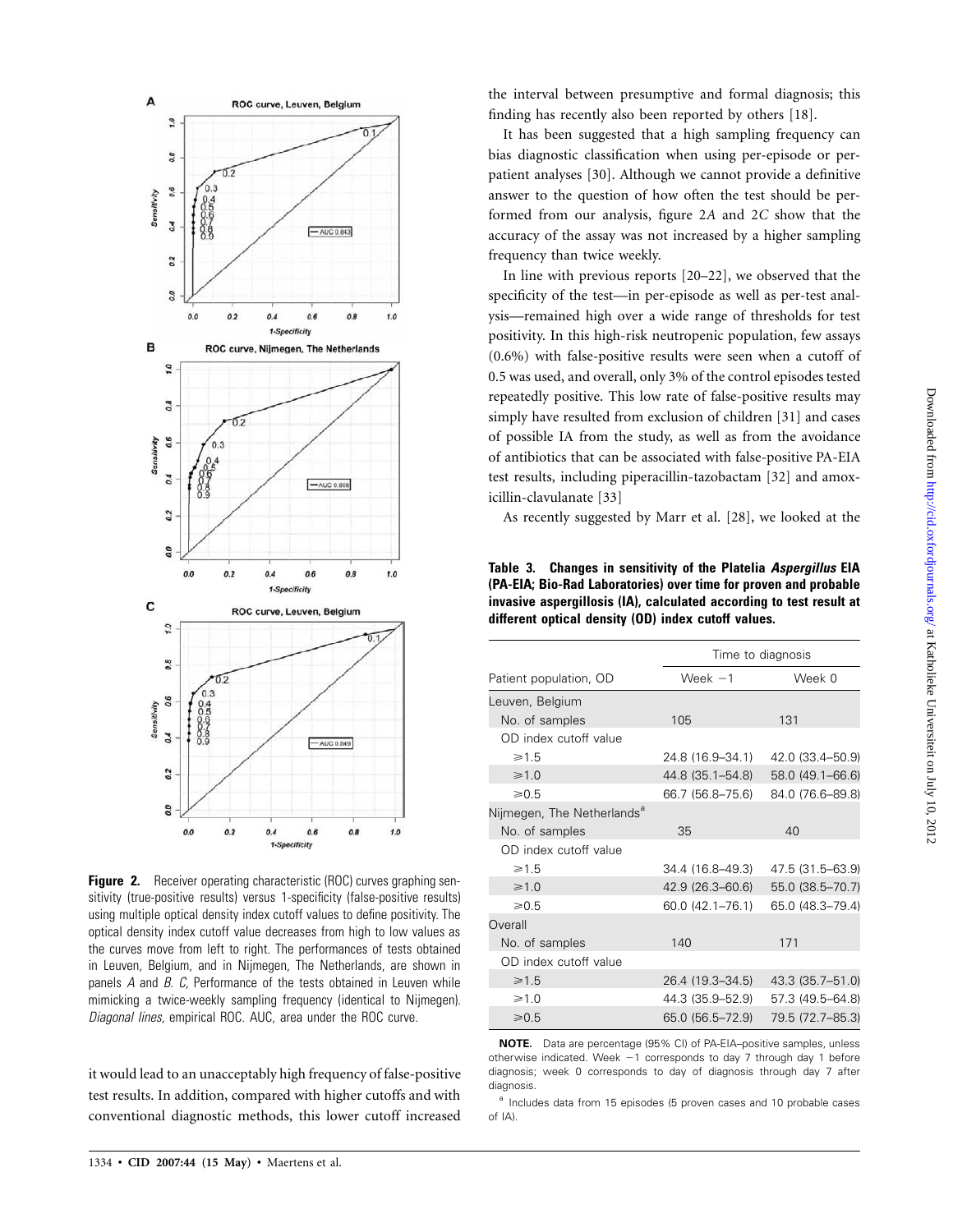Figure 2. Receiver operating characteristic (ROC) curves graphing sensitivity (true-positive results) versus 1-specificity (false-positive results) using multiple optical density index cutoff values to define positivity. The optical density index cutoff value decreases from high to low values as the curves move from left to right. The performances of tests obtained in Leuven, Belgium, and in Nijmegen, The Netherlands, are shown in panels *A* and *B*. *C,* Performance of the tests obtained in Leuven while mimicking a twice-weekly sampling frequency (identical to Nijmegen). *Diagonal lines,* empirical ROC. AUC, area under the ROC curve.

it would lead to an unacceptably high frequency of false-positive test results. In addition, compared with higher cutoffs and with conventional diagnostic methods, this lower cutoff increased the interval between presumptive and formal diagnosis; this finding has recently also been reported by others [18].

It has been suggested that a high sampling frequency can bias diagnostic classification when using per-episode or per-patient analyses [30]. Although we cannot provide a definitive answer to the question of how often the test should be performed from our analysis, figure 2*A* and 2*C* show that the accuracy of the assay was not increased by a higher sampling frequency than twice weekly.

In line with previous reports [20–22], we observed that the specificity of the test—in per-episode as well as per-test analysis—remained high over a wide range of thresholds for test positivity. In this high-risk neutropenic population, few assays (0.6%) with false-positive results were seen when a cutoff of 0.5 was used, and overall, only 3% of the control episodes tested repeatedly positive. This low rate of false-positive results may simply have resulted from exclusion of children [31] and cases of possible IA from the study, as well as from the avoidance of antibiotics that can be associated with false-positive PA-EIA test results, including piperacillin-tazobactam [32] and amoxicillin-clavulanate [33]

As recently suggested by Marr et al. [28], we looked at the

**Table 3. Changes in sensitivity of the Platelia *Aspergillus* EIA (PA-EIA; Bio-Rad Laboratories) over time for proven and probable invasive aspergillosis (IA), calculated according to test result at different optical density (OD) index cutoff values.**

| | Time to diagnosis | |
|---|---|---|
| Patient population, OD | Week −1 | Week 0 |
| Leuven, Belgium | | |
| No. of samples | 105 | 131 |
| OD index cutoff value | | |
| ⩾1.5 | 24.8 (16.9–34.1) | 42.0 (33.4–50.9) |
| ⩾1.0 | 44.8 (35.1–54.8) | 58.0 (49.1–66.6) |
| ⩾0.5 | 66.7 (56.8–75.6) | 84.0 (76.6–89.8) |
| Nijmegen, The Netherlands[a] | | |
| No. of samples | 35 | 40 |
| OD index cutoff value | | |
| ⩾1.5 | 34.4 (16.8–49.3) | 47.5 (31.5–63.9) |
| ⩾1.0 | 42.9 (26.3–60.6) | 55.0 (38.5–70.7) |
| ⩾0.5 | 60.0 (42.1–76.1) | 65.0 (48.3–79.4) |
| Overall | | |
| No. of samples | 140 | 171 |
| OD index cutoff value | | |
| ⩾1.5 | 26.4 (19.3–34.5) | 43.3 (35.7–51.0) |
| ⩾1.0 | 44.3 (35.9–52.9) | 57.3 (49.5–64.8) |
| ⩾0.5 | 65.0 (56.5–72.9) | 79.5 (72.7–85.3) |

**NOTE.** Data are percentage (95% CI) of PA-EIA–positive samples, unless otherwise indicated. Week −1 corresponds to day 7 through day 1 before diagnosis; week 0 corresponds to day of diagnosis through day 7 after diagnosis.

[a] Includes data from 15 episodes (5 proven cases and 10 probable cases of IA).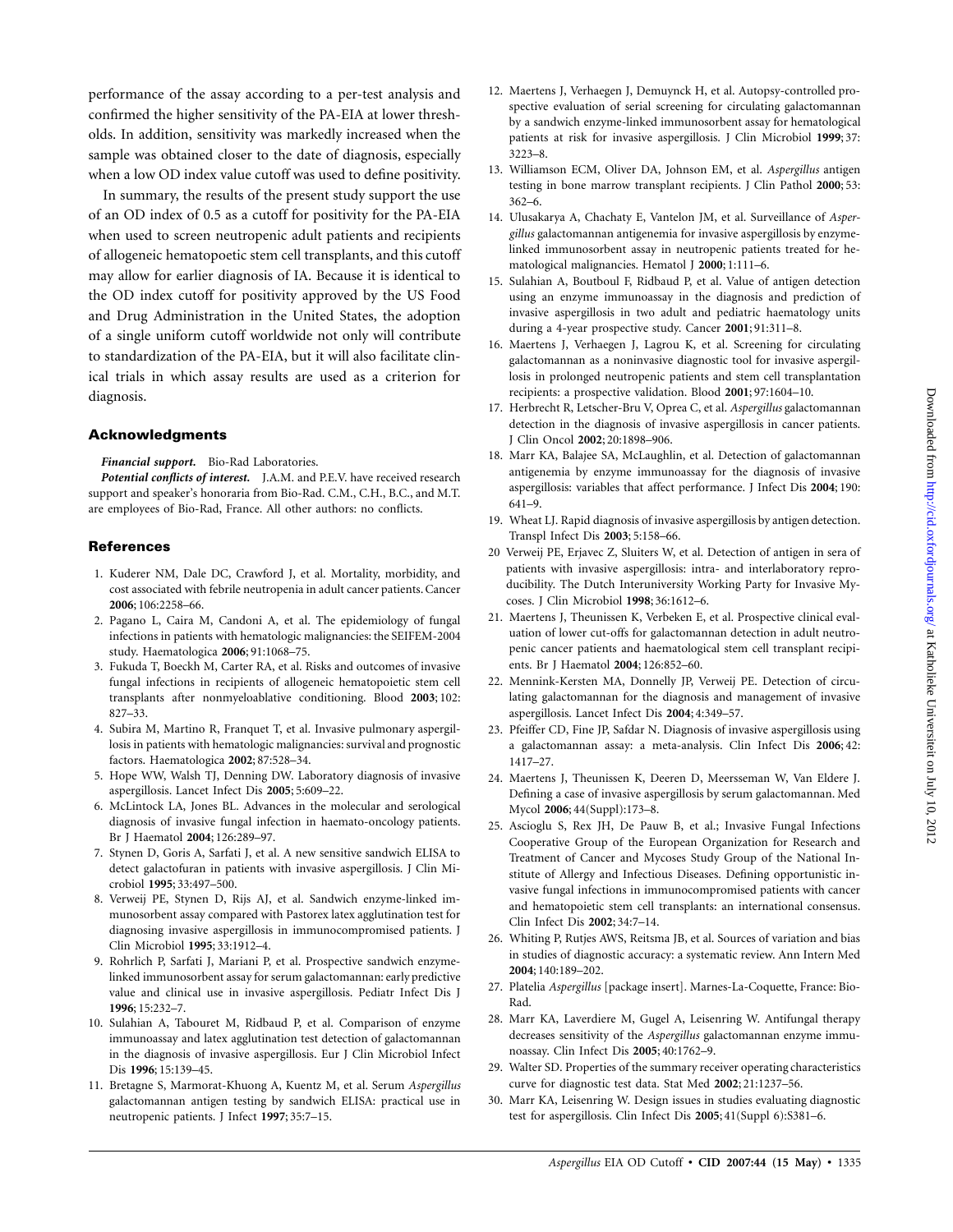performance of the assay according to a per-test analysis and confirmed the higher sensitivity of the PA-EIA at lower thresholds. In addition, sensitivity was markedly increased when the sample was obtained closer to the date of diagnosis, especially when a low OD index value cutoff was used to define positivity.

In summary, the results of the present study support the use of an OD index of 0.5 as a cutoff for positivity for the PA-EIA when used to screen neutropenic adult patients and recipients of allogeneic hematopoetic stem cell transplants, and this cutoff may allow for earlier diagnosis of IA. Because it is identical to the OD index cutoff for positivity approved by the US Food and Drug Administration in the United States, the adoption of a single uniform cutoff worldwide not only will contribute to standardization of the PA-EIA, but it will also facilitate clinical trials in which assay results are used as a criterion for diagnosis.

## Acknowledgments

***Financial support.*** Bio-Rad Laboratories.

***Potential conflicts of interest.*** J.A.M. and P.E.V. have received research support and speaker's honoraria from Bio-Rad. C.M., C.H., B.C., and M.T. are employees of Bio-Rad, France. All other authors: no conflicts.

## References

1. Kuderer NM, Dale DC, Crawford J, et al. Mortality, morbidity, and cost associated with febrile neutropenia in adult cancer patients. Cancer **2006**; 106:2258–66.
2. Pagano L, Caira M, Candoni A, et al. The epidemiology of fungal infections in patients with hematologic malignancies: the SEIFEM-2004 study. Haematologica **2006**; 91:1068–75.
3. Fukuda T, Boeckh M, Carter RA, et al. Risks and outcomes of invasive fungal infections in recipients of allogeneic hematopoietic stem cell transplants after nonmyeloablative conditioning. Blood **2003**; 102: 827–33.
4. Subira M, Martino R, Franquet T, et al. Invasive pulmonary aspergillosis in patients with hematologic malignancies: survival and prognostic factors. Haematologica **2002**; 87:528–34.
5. Hope WW, Walsh TJ, Denning DW. Laboratory diagnosis of invasive aspergillosis. Lancet Infect Dis **2005**; 5:609–22.
6. McLintock LA, Jones BL. Advances in the molecular and serological diagnosis of invasive fungal infection in haemato-oncology patients. Br J Haematol **2004**; 126:289–97.
7. Stynen D, Goris A, Sarfati J, et al. A new sensitive sandwich ELISA to detect galactofuran in patients with invasive aspergillosis. J Clin Microbiol **1995**; 33:497–500.
8. Verweij PE, Stynen D, Rijs AJ, et al. Sandwich enzyme-linked immunosorbent assay compared with Pastorex latex agglutination test for diagnosing invasive aspergillosis in immunocompromised patients. J Clin Microbiol **1995**; 33:1912–4.
9. Rohrlich P, Sarfati J, Mariani P, et al. Prospective sandwich enzyme-linked immunosorbent assay for serum galactomannan: early predictive value and clinical use in invasive aspergillosis. Pediatr Infect Dis J **1996**; 15:232–7.
10. Sulahian A, Tabouret M, Ridbaud P, et al. Comparison of enzyme immunoassay and latex agglutination test detection of galactomannan in the diagnosis of invasive aspergillosis. Eur J Clin Microbiol Infect Dis **1996**; 15:139–45.
11. Bretagne S, Marmorat-Khuong A, Kuentz M, et al. Serum *Aspergillus* galactomannan antigen testing by sandwich ELISA: practical use in neutropenic patients. J Infect **1997**; 35:7–15.
12. Maertens J, Verhaegen J, Demuynck H, et al. Autopsy-controlled prospective evaluation of serial screening for circulating galactomannan by a sandwich enzyme-linked immunosorbent assay for hematological patients at risk for invasive aspergillosis. J Clin Microbiol **1999**; 37: 3223–8.
13. Williamson ECM, Oliver DA, Johnson EM, et al. *Aspergillus* antigen testing in bone marrow transplant recipients. J Clin Pathol **2000**; 53: 362–6.
14. Ulusakarya A, Chachaty E, Vantelon JM, et al. Surveillance of *Aspergillus* galactomannan antigenemia for invasive aspergillosis by enzyme-linked immunosorbent assay in neutropenic patients treated for hematological malignancies. Hematol J **2000**; 1:111–6.
15. Sulahian A, Boutboul F, Ridbaud P, et al. Value of antigen detection using an enzyme immunoassay in the diagnosis and prediction of invasive aspergillosis in two adult and pediatric haematology units during a 4-year prospective study. Cancer **2001**; 91:311–8.
16. Maertens J, Verhaegen J, Lagrou K, et al. Screening for circulating galactomannan as a noninvasive diagnostic tool for invasive aspergillosis in prolonged neutropenic patients and stem cell transplantation recipients: a prospective validation. Blood **2001**; 97:1604–10.
17. Herbrecht R, Letscher-Bru V, Oprea C, et al. *Aspergillus* galactomannan detection in the diagnosis of invasive aspergillosis in cancer patients. J Clin Oncol **2002**; 20:1898–906.
18. Marr KA, Balajee SA, McLaughlin, et al. Detection of galactomannan antigenemia by enzyme immunoassay for the diagnosis of invasive aspergillosis: variables that affect performance. J Infect Dis **2004**; 190: 641–9.
19. Wheat LJ. Rapid diagnosis of invasive aspergillosis by antigen detection. Transpl Infect Dis **2003**; 5:158–66.
20. Verweij PE, Erjavec Z, Sluiters W, et al. Detection of antigen in sera of patients with invasive aspergillosis: intra- and interlaboratory reproducibility. The Dutch Interuniversity Working Party for Invasive Mycoses. J Clin Microbiol **1998**; 36:1612–6.
21. Maertens J, Theunissen K, Verbeken E, et al. Prospective clinical evaluation of lower cut-offs for galactomannan detection in adult neutropenic cancer patients and haematological stem cell transplant recipients. Br J Haematol **2004**; 126:852–60.
22. Mennink-Kersten MA, Donnelly JP, Verweij PE. Detection of circulating galactomannan for the diagnosis and management of invasive aspergillosis. Lancet Infect Dis **2004**; 4:349–57.
23. Pfeiffer CD, Fine JP, Safdar N. Diagnosis of invasive aspergillosis using a galactomannan assay: a meta-analysis. Clin Infect Dis **2006**; 42: 1417–27.
24. Maertens J, Theunissen K, Deeren D, Meersseman W, Van Eldere J. Defining a case of invasive aspergillosis by serum galactomannan. Med Mycol **2006**; 44(Suppl):173–8.
25. Ascioglu S, Rex JH, De Pauw B, et al.; Invasive Fungal Infections Cooperative Group of the European Organization for Research and Treatment of Cancer and Mycoses Study Group of the National Institute of Allergy and Infectious Diseases. Defining opportunistic invasive fungal infections in immunocompromised patients with cancer and hematopoietic stem cell transplants: an international consensus. Clin Infect Dis **2002**; 34:7–14.
26. Whiting P, Rutjes AWS, Reitsma JB, et al. Sources of variation and bias in studies of diagnostic accuracy: a systematic review. Ann Intern Med **2004**; 140:189–202.
27. Platelia *Aspergillus* [package insert]. Marnes-La-Coquette, France: Bio-Rad.
28. Marr KA, Laverdiere M, Gugel A, Leisenring W. Antifungal therapy decreases sensitivity of the *Aspergillus* galactomannan enzyme immunoassay. Clin Infect Dis **2005**; 40:1762–9.
29. Walter SD. Properties of the summary receiver operating characteristics curve for diagnostic test data. Stat Med **2002**; 21:1237–56.
30. Marr KA, Leisenring W. Design issues in studies evaluating diagnostic test for aspergillosis. Clin Infect Dis **2005**; 41(Suppl 6):S381–6.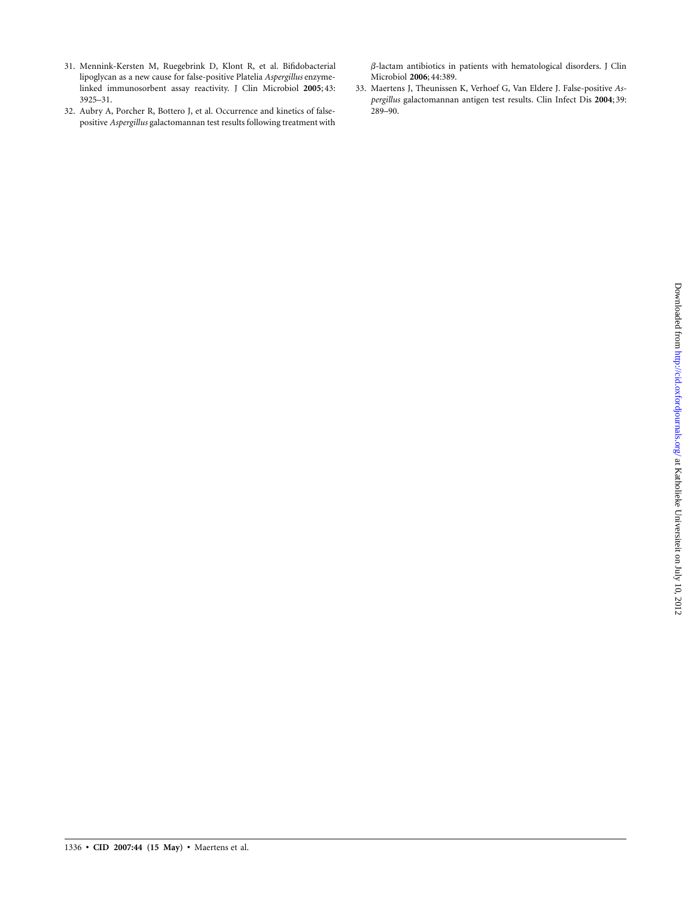31. Mennink-Kersten M, Ruegebrink D, Klont R, et al. Bifidobacterial lipoglycan as a new cause for false-positive Platelia *Aspergillus* enzyme-linked immunosorbent assay reactivity. J Clin Microbiol **2005**; 43: 3925–31.
32. Aubry A, Porcher R, Bottero J, et al. Occurrence and kinetics of false-positive *Aspergillus* galactomannan test results following treatment with $\beta$-lactam antibiotics in patients with hematological disorders. J Clin Microbiol **2006**; 44:389.
33. Maertens J, Theunissen K, Verhoef G, Van Eldere J. False-positive *Aspergillus* galactomannan antigen test results. Clin Infect Dis **2004**; 39: 289–90.